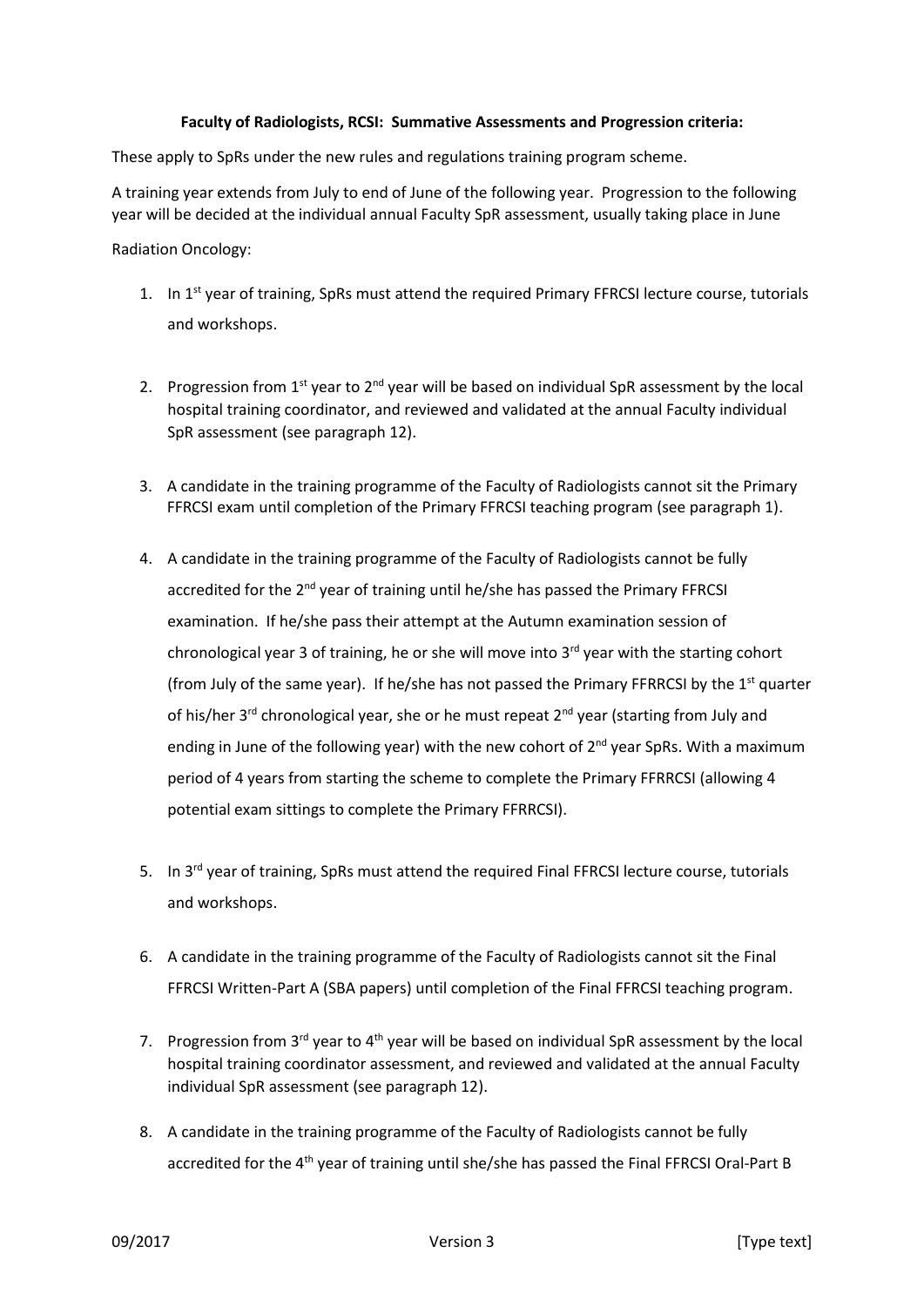**Faculty of Radiologists, RCSI: Summative Assessments and Progression criteria:**

These apply to SpRs under the new rules and regulations training program scheme.

A training year extends from July to end of June of the following year. Progression to the following year will be decided at the individual annual Faculty SpR assessment, usually taking place in June

Radiation Oncology:

1. In 1st year of training, SpRs must attend the required Primary FFRCSI lecture course, tutorials and workshops.

2. Progression from 1st year to 2nd year will be based on individual SpR assessment by the local hospital training coordinator, and reviewed and validated at the annual Faculty individual SpR assessment (see paragraph 12).

3. A candidate in the training programme of the Faculty of Radiologists cannot sit the Primary FFRCSI exam until completion of the Primary FFRCSI teaching program (see paragraph 1).

4. A candidate in the training programme of the Faculty of Radiologists cannot be fully accredited for the 2nd year of training until he/she has passed the Primary FFRCSI examination. If he/she pass their attempt at the Autumn examination session of chronological year 3 of training, he or she will move into 3rd year with the starting cohort (from July of the same year). If he/she has not passed the Primary FFRRCSI by the 1st quarter of his/her 3rd chronological year, she or he must repeat 2nd year (starting from July and ending in June of the following year) with the new cohort of 2nd year SpRs. With a maximum period of 4 years from starting the scheme to complete the Primary FFRRCSI (allowing 4 potential exam sittings to complete the Primary FFRRCSI).

5. In 3rd year of training, SpRs must attend the required Final FFRCSI lecture course, tutorials and workshops.

6. A candidate in the training programme of the Faculty of Radiologists cannot sit the Final FFRCSI Written-Part A (SBA papers) until completion of the Final FFRCSI teaching program.

7. Progression from 3rd year to 4th year will be based on individual SpR assessment by the local hospital training coordinator assessment, and reviewed and validated at the annual Faculty individual SpR assessment (see paragraph 12).

8. A candidate in the training programme of the Faculty of Radiologists cannot be fully accredited for the 4th year of training until she/she has passed the Final FFRCSI Oral-Part B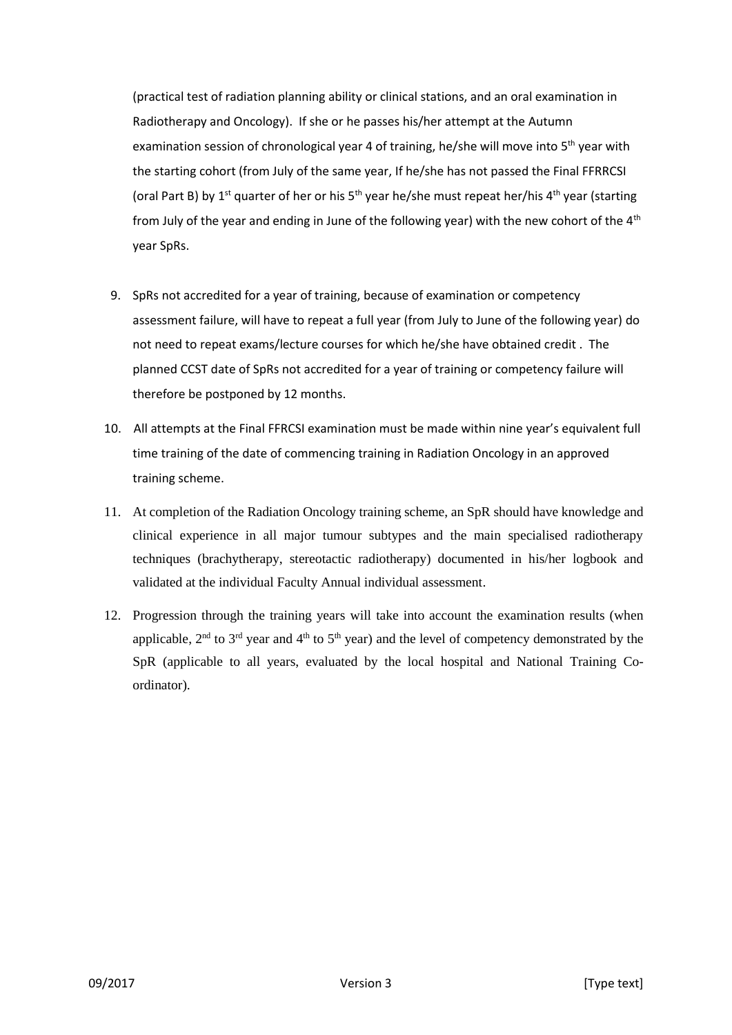(practical test of radiation planning ability or clinical stations, and an oral examination in Radiotherapy and Oncology). If she or he passes his/her attempt at the Autumn examination session of chronological year 4 of training, he/she will move into 5th year with the starting cohort (from July of the same year, If he/she has not passed the Final FFRRCSI (oral Part B) by 1st quarter of her or his 5th year he/she must repeat her/his 4th year (starting from July of the year and ending in June of the following year) with the new cohort of the 4th year SpRs.

9. SpRs not accredited for a year of training, because of examination or competency assessment failure, will have to repeat a full year (from July to June of the following year) do not need to repeat exams/lecture courses for which he/she have obtained credit . The planned CCST date of SpRs not accredited for a year of training or competency failure will therefore be postponed by 12 months.

10. All attempts at the Final FFRCSI examination must be made within nine year's equivalent full time training of the date of commencing training in Radiation Oncology in an approved training scheme.

11. At completion of the Radiation Oncology training scheme, an SpR should have knowledge and clinical experience in all major tumour subtypes and the main specialised radiotherapy techniques (brachytherapy, stereotactic radiotherapy) documented in his/her logbook and validated at the individual Faculty Annual individual assessment.

12. Progression through the training years will take into account the examination results (when applicable, 2nd to 3rd year and 4th to 5th year) and the level of competency demonstrated by the SpR (applicable to all years, evaluated by the local hospital and National Training Co-ordinator).